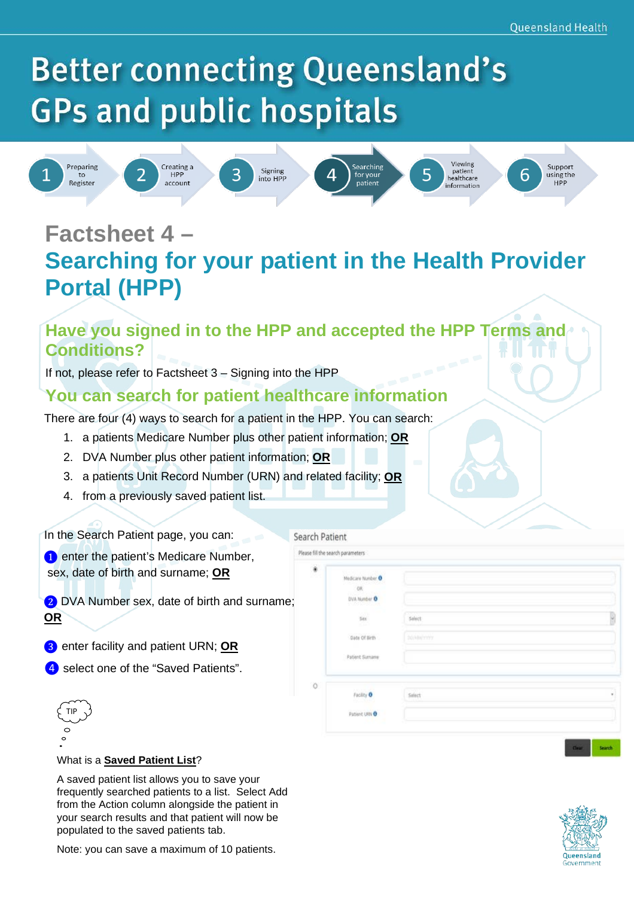# Better connecting Queensland's GPs and public hospitals

1 Preparing to Register | 2 Creating a HPP account | 3 Signing into HPP | 4 Searching for your patient | 5 Viewing patient healthcare information | 6 Support using the HPP

## Factsheet 4 – Searching for your patient in the Health Provider Portal (HPP)

### Have you signed in to the HPP and accepted the HPP Terms and Conditions?

If not, please refer to Factsheet 3 – Signing into the HPP

### You can search for patient healthcare information

There are four (4) ways to search for a patient in the HPP. You can search:

1. a patients Medicare Number plus other patient information; **OR**
2. DVA Number plus other patient information; **OR**
3. a patients Unit Record Number (URN) and related facility; **OR**
4. from a previously saved patient list.

In the Search Patient page, you can:

1. enter the patient's Medicare Number, sex, date of birth and surname; **OR**
2. DVA Number sex, date of birth and surname; **OR**
3. enter facility and patient URN; **OR**
4. select one of the "Saved Patients".

Search Patient

Please fill the search parameters

- Medicare Number OR DVA Number
- Sex: Select
- Date Of Birth: DD/MM/YYYY
- Patient Surname
- Facility: Select
- Patient URN

Clear | Search

TIP

What is a **Saved Patient List**?

A saved patient list allows you to save your frequently searched patients to a list. Select Add from the Action column alongside the patient in your search results and that patient will now be populated to the saved patients tab.

Note: you can save a maximum of 10 patients.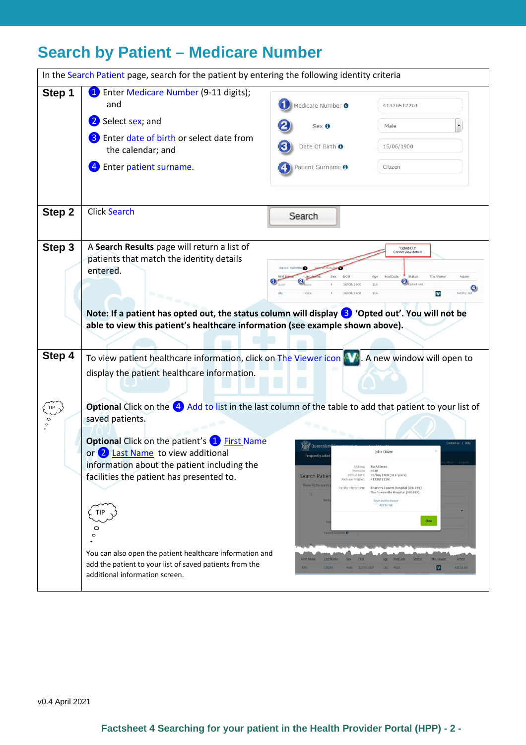# Search by Patient – Medicare Number

In the Search Patient page, search for the patient by entering the following identity criteria

**Step 1**

1. Enter Medicare Number (9-11 digits); and
2. Select sex; and
3. Enter date of birth or select date from the calendar; and
4. Enter patient surname.

**Step 2**

Click Search

**Step 3**

A **Search Results** page will return a list of patients that match the identity details entered.

**Note: If a patient has opted out, the status column will display 3 'Opted out'. You will not be able to view this patient's healthcare information (see example shown above).**

**Step 4**

To view patient healthcare information, click on The Viewer icon. A new window will open to display the patient healthcare information.

**Optional** Click on the 4 Add to list in the last column of the table to add that patient to your list of saved patients.

**Optional** Click on the patient's 1 First Name or 2 Last Name to view additional information about the patient including the facilities the patient has presented to.

TIP

You can also open the patient healthcare information and add the patient to your list of saved patients from the additional information screen.

v0.4 April 2021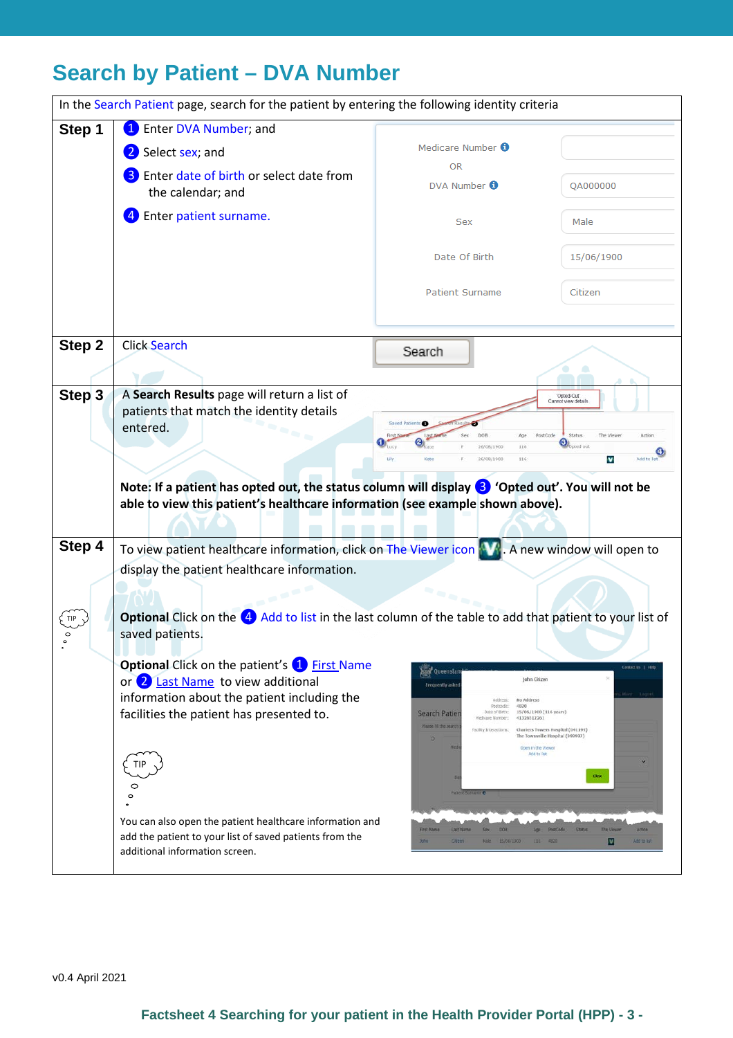# Search by Patient – DVA Number

In the Search Patient page, search for the patient by entering the following identity criteria

| | |
|---|---|
| **Step 1** | 1 Enter DVA Number; and<br>2 Select sex; and<br>3 Enter date of birth or select date from the calendar; and<br>4 Enter patient surname. |
| **Step 2** | Click Search |
| **Step 3** | A **Search Results** page will return a list of patients that match the identity details entered.<br><br>**Note: If a patient has opted out, the status column will display 3 'Opted out'. You will not be able to view this patient's healthcare information (see example shown above).** |
| **Step 4** | To view patient healthcare information, click on The Viewer icon. A new window will open to display the patient healthcare information.<br><br>TIP<br><br>**Optional** Click on the 4 Add to list in the last column of the table to add that patient to your list of saved patients.<br><br>**Optional** Click on the patient's 1 First Name or 2 Last Name to view additional information about the patient including the facilities the patient has presented to.<br><br>TIP<br><br>You can also open the patient healthcare information and add the patient to your list of saved patients from the additional information screen. |

v0.4 April 2021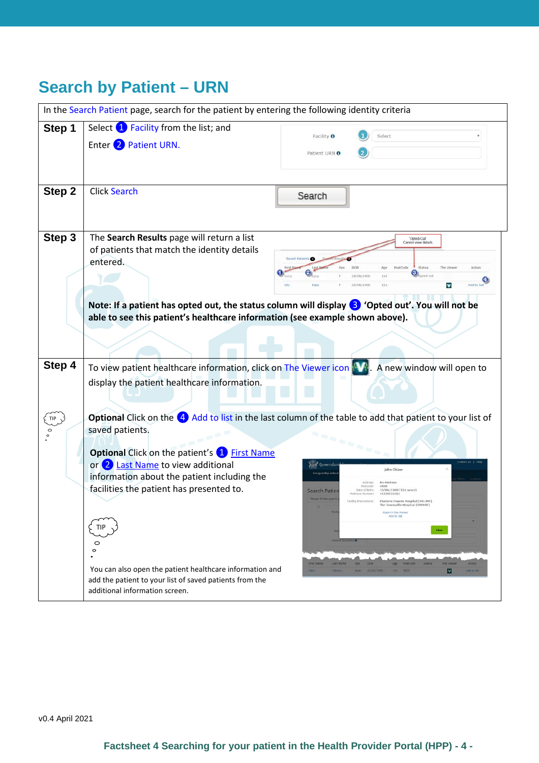# Search by Patient – URN

| In the Search Patient page, search for the patient by entering the following identity criteria | |
|---|---|
| **Step 1** | Select 1 Facility from the list; and<br><br>Enter 2 Patient URN. |
| **Step 2** | Click Search |
| **Step 3** | The **Search Results** page will return a list of patients that match the identity details entered.<br><br>**Note: If a patient has opted out, the status column will display 3 'Opted out'. You will not be able to see this patient's healthcare information (see example shown above).** |
| **Step 4** | To view patient healthcare information, click on The Viewer icon. A new window will open to display the patient healthcare information.<br><br>**Optional** Click on the 4 Add to list in the last column of the table to add that patient to your list of saved patients.<br><br>**Optional** Click on the patient's 1 First Name or 2 Last Name to view additional information about the patient including the facilities the patient has presented to.<br><br>TIP<br><br>You can also open the patient healthcare information and add the patient to your list of saved patients from the additional information screen. |

v0.4 April 2021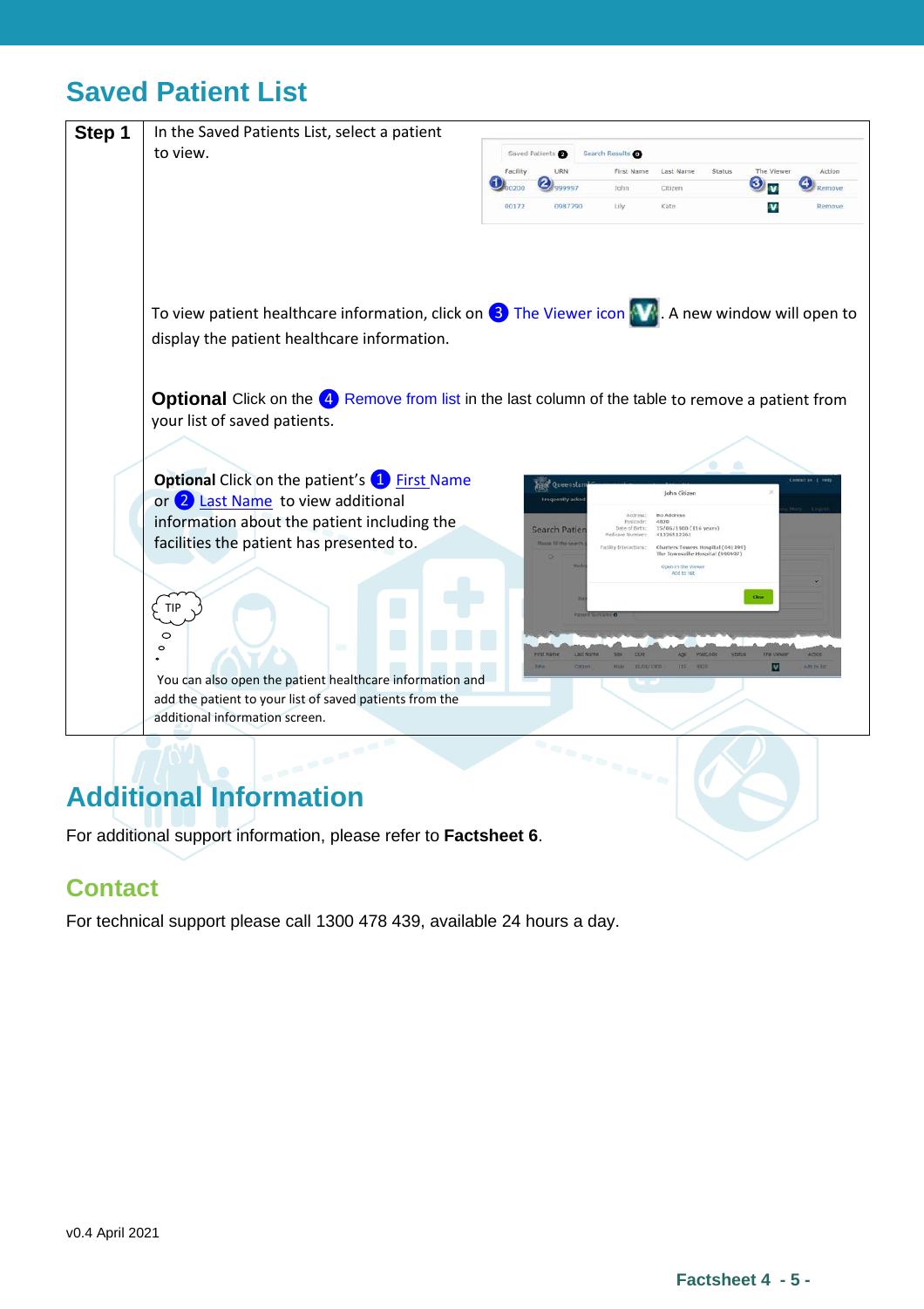# Saved Patient List

| | |
|---|---|
| **Step 1** | In the Saved Patients List, select a patient to view.<br><br>To view patient healthcare information, click on 3 The Viewer icon. A new window will open to display the patient healthcare information.<br><br>**Optional** Click on the 4 Remove from list in the last column of the table to remove a patient from your list of saved patients.<br><br>**Optional** Click on the patient's 1 First Name or 2 Last Name to view additional information about the patient including the facilities the patient has presented to.<br><br>TIP<br><br>You can also open the patient healthcare information and add the patient to your list of saved patients from the additional information screen. |

## Additional Information

For additional support information, please refer to **Factsheet 6**.

## Contact

For technical support please call 1300 478 439, available 24 hours a day.

v0.4 April 2021